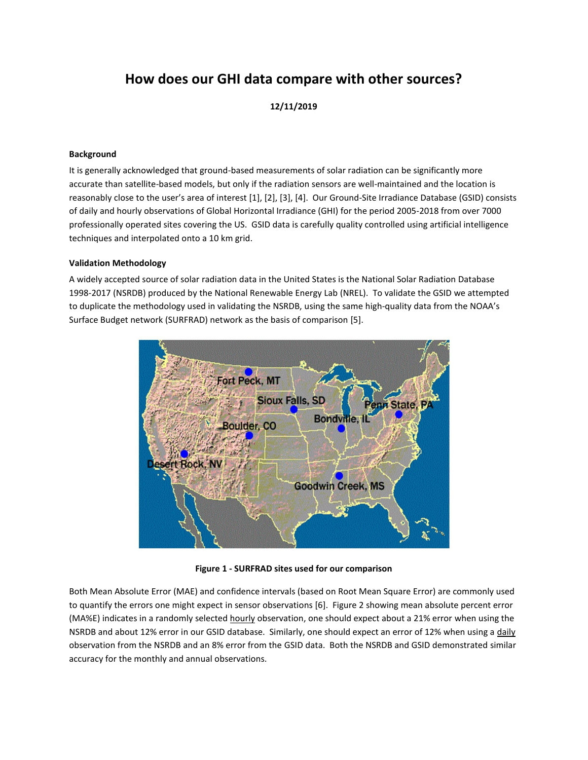# How does our GHI data compare with other sources?

**12/11/2019**

**Background**

It is generally acknowledged that ground-based measurements of solar radiation can be significantly more accurate than satellite-based models, but only if the radiation sensors are well-maintained and the location is reasonably close to the user's area of interest [1], [2], [3], [4]. Our Ground-Site Irradiance Database (GSID) consists of daily and hourly observations of Global Horizontal Irradiance (GHI) for the period 2005-2018 from over 7000 professionally operated sites covering the US. GSID data is carefully quality controlled using artificial intelligence techniques and interpolated onto a 10 km grid.

**Validation Methodology**

A widely accepted source of solar radiation data in the United States is the National Solar Radiation Database 1998-2017 (NSRDB) produced by the National Renewable Energy Lab (NREL). To validate the GSID we attempted to duplicate the methodology used in validating the NSRDB, using the same high-quality data from the NOAA's Surface Budget network (SURFRAD) network as the basis of comparison [5].

**Figure 1 - SURFRAD sites used for our comparison**

Both Mean Absolute Error (MAE) and confidence intervals (based on Root Mean Square Error) are commonly used to quantify the errors one might expect in sensor observations [6]. Figure 2 showing mean absolute percent error (MA%E) indicates in a randomly selected hourly observation, one should expect about a 21% error when using the NSRDB and about 12% error in our GSID database. Similarly, one should expect an error of 12% when using a daily observation from the NSRDB and an 8% error from the GSID data. Both the NSRDB and GSID demonstrated similar accuracy for the monthly and annual observations.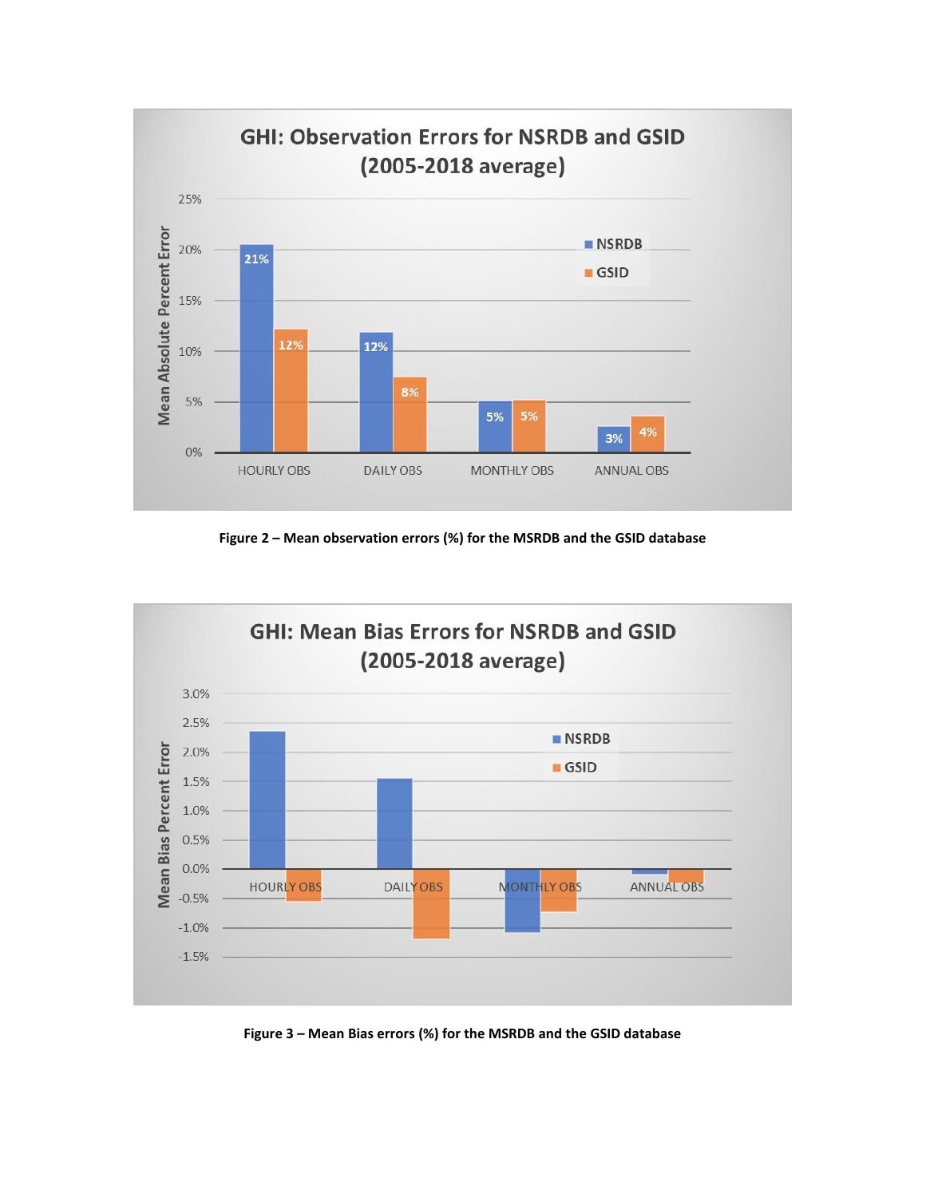Figure 2 – Mean observation errors (%) for the MSRDB and the GSID database

Figure 3 – Mean Bias errors (%) for the MSRDB and the GSID database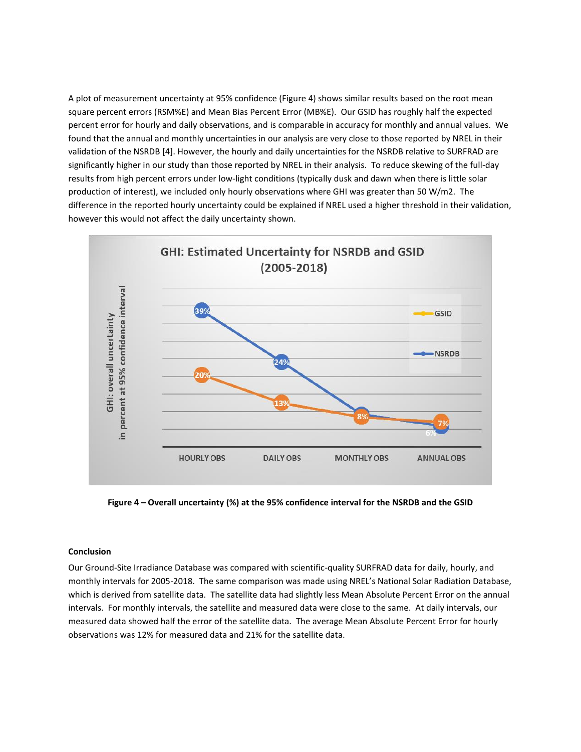A plot of measurement uncertainty at 95% confidence (Figure 4) shows similar results based on the root mean square percent errors (RSM%E) and Mean Bias Percent Error (MB%E). Our GSID has roughly half the expected percent error for hourly and daily observations, and is comparable in accuracy for monthly and annual values. We found that the annual and monthly uncertainties in our analysis are very close to those reported by NREL in their validation of the NSRDB [4]. However, the hourly and daily uncertainties for the NSRDB relative to SURFRAD are significantly higher in our study than those reported by NREL in their analysis. To reduce skewing of the full-day results from high percent errors under low-light conditions (typically dusk and dawn when there is little solar production of interest), we included only hourly observations where GHI was greater than 50 W/m2. The difference in the reported hourly uncertainty could be explained if NREL used a higher threshold in their validation, however this would not affect the daily uncertainty shown.

**Figure 4 – Overall uncertainty (%) at the 95% confidence interval for the NSRDB and the GSID**

**Conclusion**

Our Ground-Site Irradiance Database was compared with scientific-quality SURFRAD data for daily, hourly, and monthly intervals for 2005-2018. The same comparison was made using NREL's National Solar Radiation Database, which is derived from satellite data. The satellite data had slightly less Mean Absolute Percent Error on the annual intervals. For monthly intervals, the satellite and measured data were close to the same. At daily intervals, our measured data showed half the error of the satellite data. The average Mean Absolute Percent Error for hourly observations was 12% for measured data and 21% for the satellite data.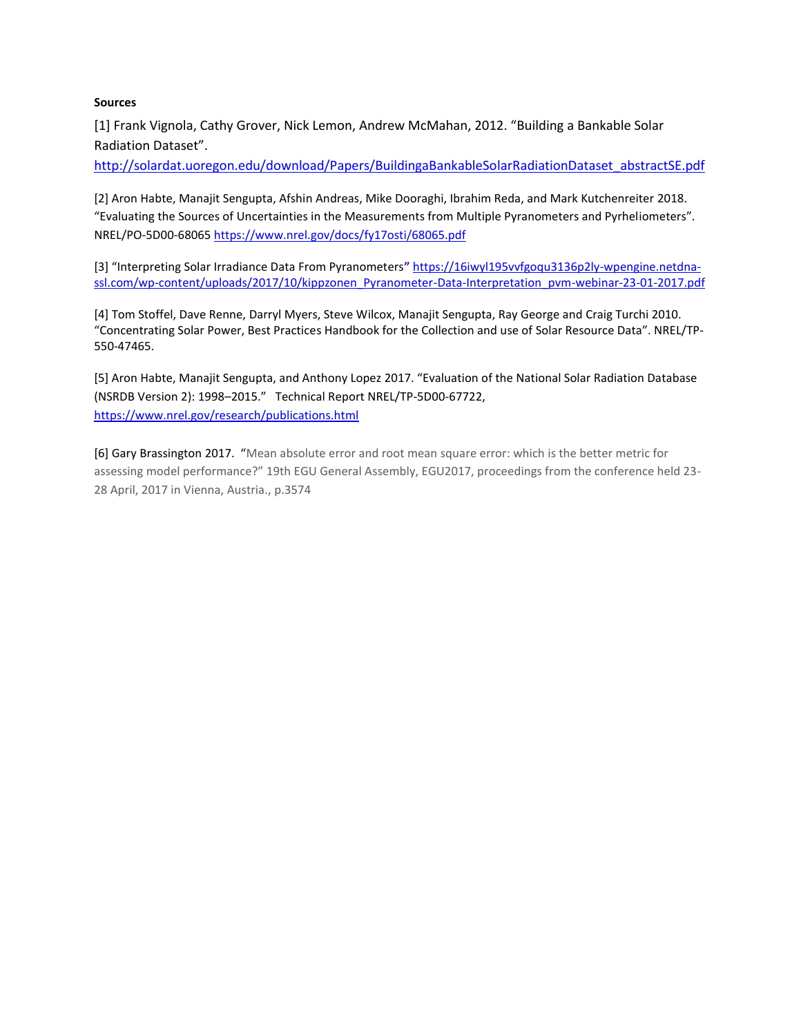**Sources**

[1] Frank Vignola, Cathy Grover, Nick Lemon, Andrew McMahan, 2012. "Building a Bankable Solar Radiation Dataset". http://solardat.uoregon.edu/download/Papers/BuildingaBankableSolarRadiationDataset_abstractSE.pdf

[2] Aron Habte, Manajit Sengupta, Afshin Andreas, Mike Dooraghi, Ibrahim Reda, and Mark Kutchenreiter 2018. "Evaluating the Sources of Uncertainties in the Measurements from Multiple Pyranometers and Pyrheliometers". NREL/PO-5D00-68065 https://www.nrel.gov/docs/fy17osti/68065.pdf

[3] "Interpreting Solar Irradiance Data From Pyranometers" https://16iwyl195vvfgoqu3136p2ly-wpengine.netdna-ssl.com/wp-content/uploads/2017/10/kippzonen_Pyranometer-Data-Interpretation_pvm-webinar-23-01-2017.pdf

[4] Tom Stoffel, Dave Renne, Darryl Myers, Steve Wilcox, Manajit Sengupta, Ray George and Craig Turchi 2010. "Concentrating Solar Power, Best Practices Handbook for the Collection and use of Solar Resource Data". NREL/TP-550-47465.

[5] Aron Habte, Manajit Sengupta, and Anthony Lopez 2017. "Evaluation of the National Solar Radiation Database (NSRDB Version 2): 1998–2015." Technical Report NREL/TP-5D00-67722, https://www.nrel.gov/research/publications.html

[6] Gary Brassington 2017. "Mean absolute error and root mean square error: which is the better metric for assessing model performance?" 19th EGU General Assembly, EGU2017, proceedings from the conference held 23-28 April, 2017 in Vienna, Austria., p.3574